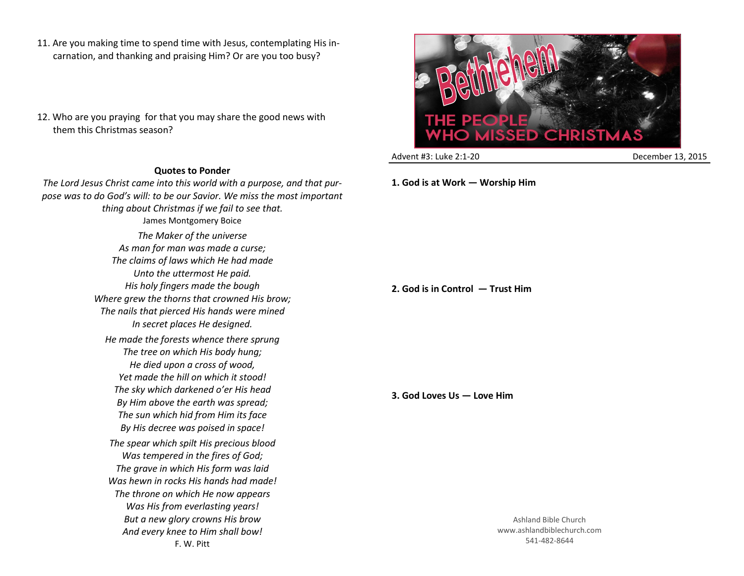11. Are you making time to spend time with Jesus, contemplating His incarnation, and thanking and praising Him? Or are you too busy?

12. Who are you praying for that you may share the good news with them this Christmas season?

**Quotes to Ponder**

*The Lord Jesus Christ came into this world with a purpose, and that purpose was to do God's will: to be our Savior. We miss the most important thing about Christmas if we fail to see that.*

James Montgomery Boice

*The Maker of the universe*
*As man for man was made a curse;*
*The claims of laws which He had made*
*Unto the uttermost He paid.*
*His holy fingers made the bough*
*Where grew the thorns that crowned His brow;*
*The nails that pierced His hands were mined*
*In secret places He designed.*

*He made the forests whence there sprung*
*The tree on which His body hung;*
*He died upon a cross of wood,*
*Yet made the hill on which it stood!*
*The sky which darkened o'er His head*
*By Him above the earth was spread;*
*The sun which hid from Him its face*
*By His decree was poised in space!*

*The spear which spilt His precious blood*
*Was tempered in the fires of God;*
*The grave in which His form was laid*
*Was hewn in rocks His hands had made!*
*The throne on which He now appears*
*Was His from everlasting years!*
*But a new glory crowns His brow*
*And every knee to Him shall bow!*

F. W. Pitt

# Bethlehem

## THE PEOPLE WHO MISSED CHRISTMAS

Advent #3: Luke 2:1-20 — December 13, 2015

**1. God is at Work — Worship Him**

**2. God is in Control — Trust Him**

**3. God Loves Us — Love Him**

Ashland Bible Church
www.ashlandbiblechurch.com
541-482-8644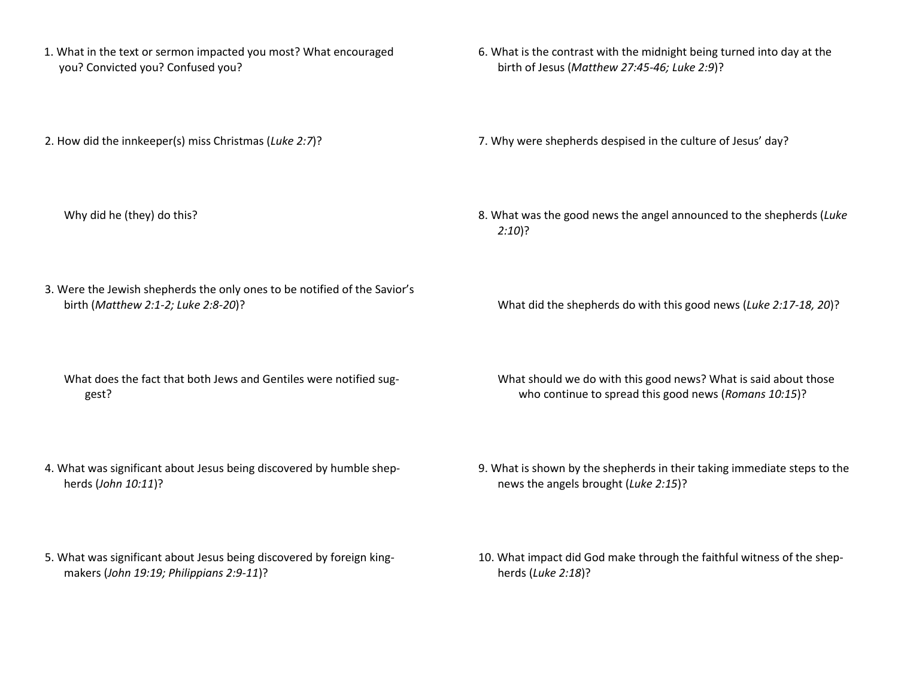1. What in the text or sermon impacted you most? What encouraged you? Convicted you? Confused you?

2. How did the innkeeper(s) miss Christmas (*Luke 2:7*)?

   Why did he (they) do this?

3. Were the Jewish shepherds the only ones to be notified of the Savior's birth (*Matthew 2:1-2; Luke 2:8-20*)?

   What does the fact that both Jews and Gentiles were notified suggest?

4. What was significant about Jesus being discovered by humble shepherds (*John 10:11*)?

5. What was significant about Jesus being discovered by foreign king-makers (*John 19:19; Philippians 2:9-11*)?

6. What is the contrast with the midnight being turned into day at the birth of Jesus (*Matthew 27:45-46; Luke 2:9*)?

7. Why were shepherds despised in the culture of Jesus' day?

8. What was the good news the angel announced to the shepherds (*Luke 2:10*)?

   What did the shepherds do with this good news (*Luke 2:17-18, 20*)?

   What should we do with this good news? What is said about those who continue to spread this good news (*Romans 10:15*)?

9. What is shown by the shepherds in their taking immediate steps to the news the angels brought (*Luke 2:15*)?

10. What impact did God make through the faithful witness of the shepherds (*Luke 2:18*)?